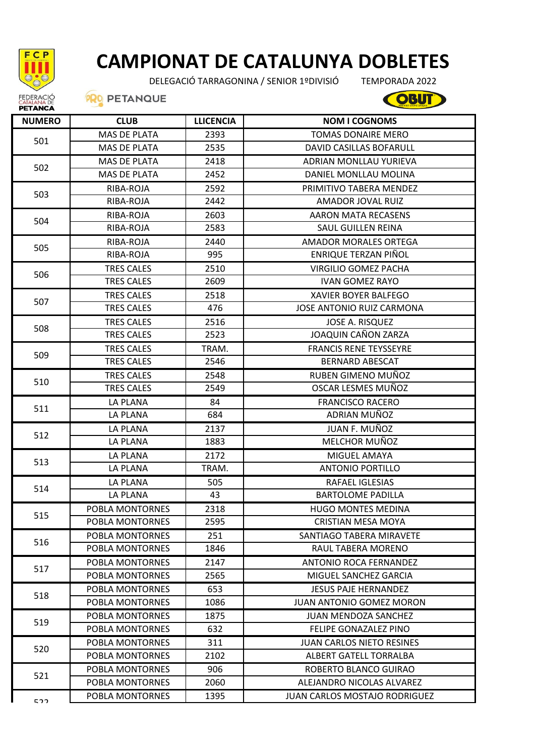# CAMPIONAT DE CATALUNYA DOBLETES

DELEGACIÓ TARRAGONINA / SENIOR 1ºDIVISIÓ     TEMPORADA 2022

FEDERACIÓ CATALANA DE PETANCA     PRO PETANQUE     OBUT

| NUMERO | CLUB | LLICENCIA | NOM I COGNOMS |
|---|---|---|---|
| 501 | MAS DE PLATA | 2393 | TOMAS DONAIRE MERO |
| | MAS DE PLATA | 2535 | DAVID CASILLAS BOFARULL |
| 502 | MAS DE PLATA | 2418 | ADRIAN MONLLAU YURIEVA |
| | MAS DE PLATA | 2452 | DANIEL MONLLAU MOLINA |
| 503 | RIBA-ROJA | 2592 | PRIMITIVO TABERA MENDEZ |
| | RIBA-ROJA | 2442 | AMADOR JOVAL RUIZ |
| 504 | RIBA-ROJA | 2603 | AARON MATA RECASENS |
| | RIBA-ROJA | 2583 | SAUL GUILLEN REINA |
| 505 | RIBA-ROJA | 2440 | AMADOR MORALES ORTEGA |
| | RIBA-ROJA | 995 | ENRIQUE TERZAN PIÑOL |
| 506 | TRES CALES | 2510 | VIRGILIO GOMEZ PACHA |
| | TRES CALES | 2609 | IVAN GOMEZ RAYO |
| 507 | TRES CALES | 2518 | XAVIER BOYER BALFEGO |
| | TRES CALES | 476 | JOSE ANTONIO RUIZ CARMONA |
| 508 | TRES CALES | 2516 | JOSE A. RISQUEZ |
| | TRES CALES | 2523 | JOAQUIN CAÑON ZARZA |
| 509 | TRES CALES | TRAM. | FRANCIS RENE TEYSSEYRE |
| | TRES CALES | 2546 | BERNARD ABESCAT |
| 510 | TRES CALES | 2548 | RUBEN GIMENO MUÑOZ |
| | TRES CALES | 2549 | OSCAR LESMES MUÑOZ |
| 511 | LA PLANA | 84 | FRANCISCO RACERO |
| | LA PLANA | 684 | ADRIAN MUÑOZ |
| 512 | LA PLANA | 2137 | JUAN F. MUÑOZ |
| | LA PLANA | 1883 | MELCHOR MUÑOZ |
| 513 | LA PLANA | 2172 | MIGUEL AMAYA |
| | LA PLANA | TRAM. | ANTONIO PORTILLO |
| 514 | LA PLANA | 505 | RAFAEL IGLESIAS |
| | LA PLANA | 43 | BARTOLOME PADILLA |
| 515 | POBLA MONTORNES | 2318 | HUGO MONTES MEDINA |
| | POBLA MONTORNES | 2595 | CRISTIAN MESA MOYA |
| 516 | POBLA MONTORNES | 251 | SANTIAGO TABERA MIRAVETE |
| | POBLA MONTORNES | 1846 | RAUL TABERA MORENO |
| 517 | POBLA MONTORNES | 2147 | ANTONIO ROCA FERNANDEZ |
| | POBLA MONTORNES | 2565 | MIGUEL SANCHEZ GARCIA |
| 518 | POBLA MONTORNES | 653 | JESUS PAJE HERNANDEZ |
| | POBLA MONTORNES | 1086 | JUAN ANTONIO GOMEZ MORON |
| 519 | POBLA MONTORNES | 1875 | JUAN MENDOZA SANCHEZ |
| | POBLA MONTORNES | 632 | FELIPE GONAZALEZ PINO |
| 520 | POBLA MONTORNES | 311 | JUAN CARLOS NIETO RESINES |
| | POBLA MONTORNES | 2102 | ALBERT GATELL TORRALBA |
| 521 | POBLA MONTORNES | 906 | ROBERTO BLANCO GUIRAO |
| | POBLA MONTORNES | 2060 | ALEJANDRO NICOLAS ALVAREZ |
| 522 | POBLA MONTORNES | 1395 | JUAN CARLOS MOSTAJO RODRIGUEZ |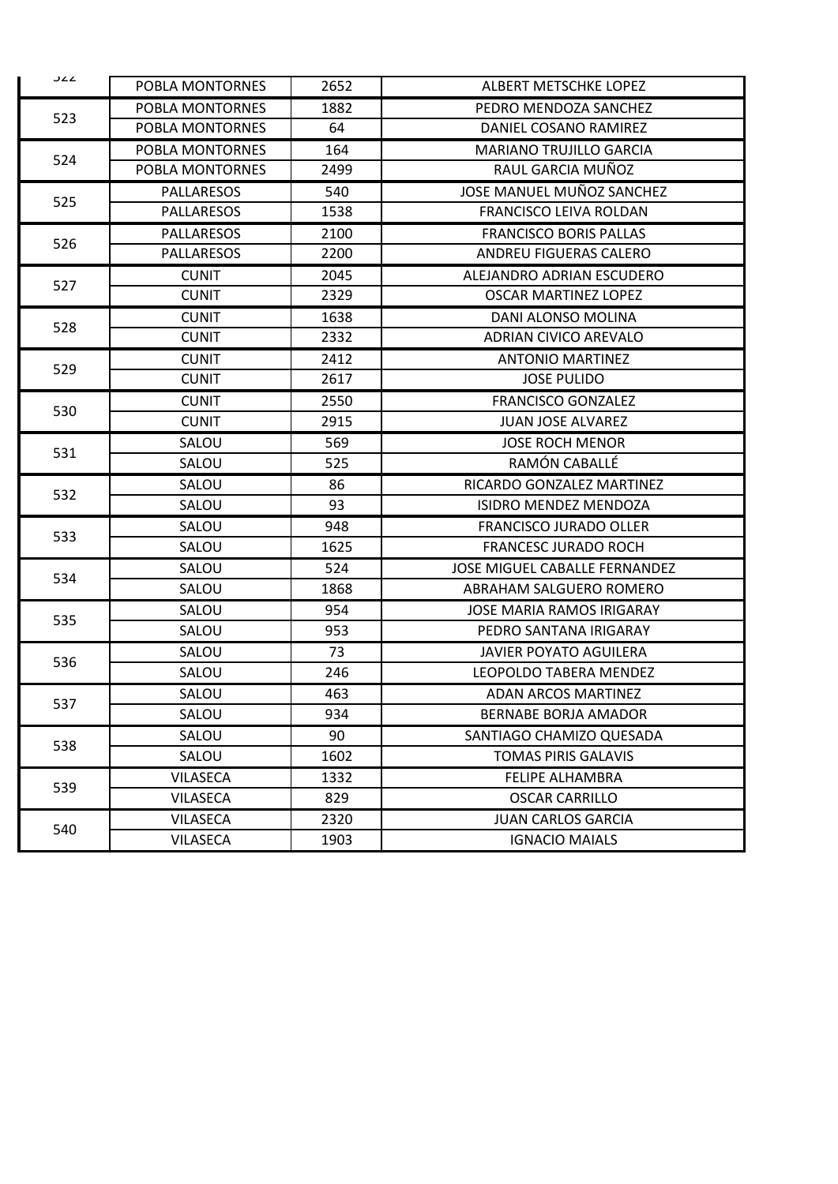| | | | |
|---|---|---|---|
| 522 | POBLA MONTORNES | 2652 | ALBERT METSCHKE LOPEZ |
| 523 | POBLA MONTORNES | 1882 | PEDRO MENDOZA SANCHEZ |
| | POBLA MONTORNES | 64 | DANIEL COSANO RAMIREZ |
| 524 | POBLA MONTORNES | 164 | MARIANO TRUJILLO GARCIA |
| | POBLA MONTORNES | 2499 | RAUL GARCIA MUÑOZ |
| 525 | PALLARESOS | 540 | JOSE MANUEL MUÑOZ SANCHEZ |
| | PALLARESOS | 1538 | FRANCISCO LEIVA ROLDAN |
| 526 | PALLARESOS | 2100 | FRANCISCO BORIS PALLAS |
| | PALLARESOS | 2200 | ANDREU FIGUERAS CALERO |
| 527 | CUNIT | 2045 | ALEJANDRO ADRIAN ESCUDERO |
| | CUNIT | 2329 | OSCAR MARTINEZ LOPEZ |
| 528 | CUNIT | 1638 | DANI ALONSO MOLINA |
| | CUNIT | 2332 | ADRIAN CIVICO AREVALO |
| 529 | CUNIT | 2412 | ANTONIO MARTINEZ |
| | CUNIT | 2617 | JOSE PULIDO |
| 530 | CUNIT | 2550 | FRANCISCO GONZALEZ |
| | CUNIT | 2915 | JUAN JOSE ALVAREZ |
| 531 | SALOU | 569 | JOSE ROCH MENOR |
| | SALOU | 525 | RAMÓN CABALLÉ |
| 532 | SALOU | 86 | RICARDO GONZALEZ MARTINEZ |
| | SALOU | 93 | ISIDRO MENDEZ MENDOZA |
| 533 | SALOU | 948 | FRANCISCO JURADO OLLER |
| | SALOU | 1625 | FRANCESC JURADO ROCH |
| 534 | SALOU | 524 | JOSE MIGUEL CABALLE FERNANDEZ |
| | SALOU | 1868 | ABRAHAM SALGUERO ROMERO |
| 535 | SALOU | 954 | JOSE MARIA RAMOS IRIGARAY |
| | SALOU | 953 | PEDRO SANTANA IRIGARAY |
| 536 | SALOU | 73 | JAVIER POYATO AGUILERA |
| | SALOU | 246 | LEOPOLDO TABERA MENDEZ |
| 537 | SALOU | 463 | ADAN ARCOS MARTINEZ |
| | SALOU | 934 | BERNABE BORJA AMADOR |
| 538 | SALOU | 90 | SANTIAGO CHAMIZO QUESADA |
| | SALOU | 1602 | TOMAS PIRIS GALAVIS |
| 539 | VILASECA | 1332 | FELIPE ALHAMBRA |
| | VILASECA | 829 | OSCAR CARRILLO |
| 540 | VILASECA | 2320 | JUAN CARLOS GARCIA |
| | VILASECA | 1903 | IGNACIO MAIALS |